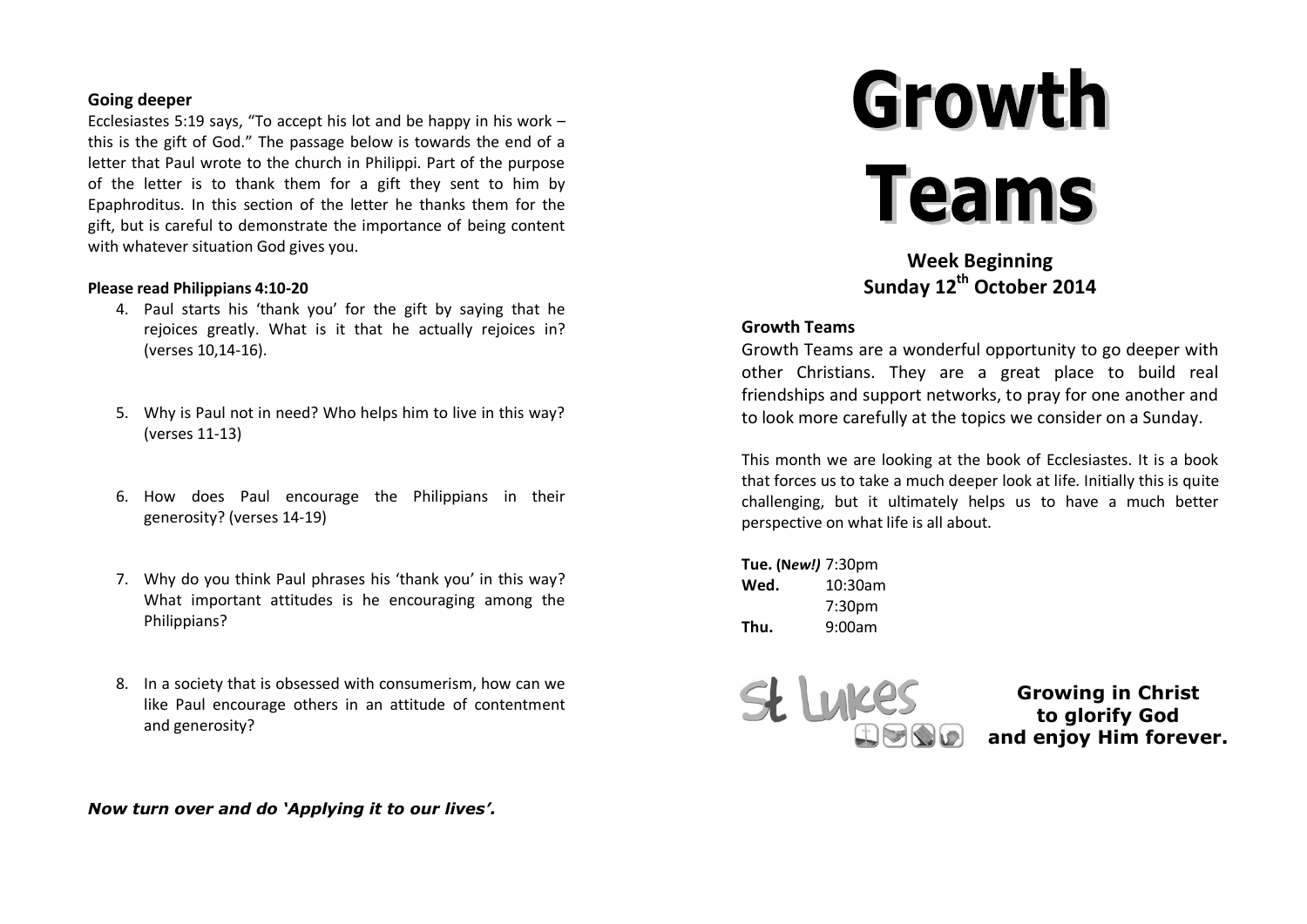## Going deeper

Ecclesiastes 5:19 says, "To accept his lot and be happy in his work – this is the gift of God." The passage below is towards the end of a letter that Paul wrote to the church in Philippi. Part of the purpose of the letter is to thank them for a gift they sent to him by Epaphroditus. In this section of the letter he thanks them for the gift, but is careful to demonstrate the importance of being content with whatever situation God gives you.

**Please read Philippians 4:10-20**

4. Paul starts his 'thank you' for the gift by saying that he rejoices greatly. What is it that he actually rejoices in? (verses 10,14-16).

5. Why is Paul not in need? Who helps him to live in this way? (verses 11-13)

6. How does Paul encourage the Philippians in their generosity? (verses 14-19)

7. Why do you think Paul phrases his 'thank you' in this way? What important attitudes is he encouraging among the Philippians?

8. In a society that is obsessed with consumerism, how can we like Paul encourage others in an attitude of contentment and generosity?

***Now turn over and do 'Applying it to our lives'.***

# Growth Teams

## Week Beginning Sunday 12th October 2014

### Growth Teams

Growth Teams are a wonderful opportunity to go deeper with other Christians. They are a great place to build real friendships and support networks, to pray for one another and to look more carefully at the topics we consider on a Sunday.

This month we are looking at the book of Ecclesiastes. It is a book that forces us to take a much deeper look at life. Initially this is quite challenging, but it ultimately helps us to have a much better perspective on what life is all about.

**Tue. (N*ew!)*** 7:30pm
**Wed.** 10:30am
7:30pm
**Thu.** 9:00am

St Lukes

**Growing in Christ to glorify God and enjoy Him forever.**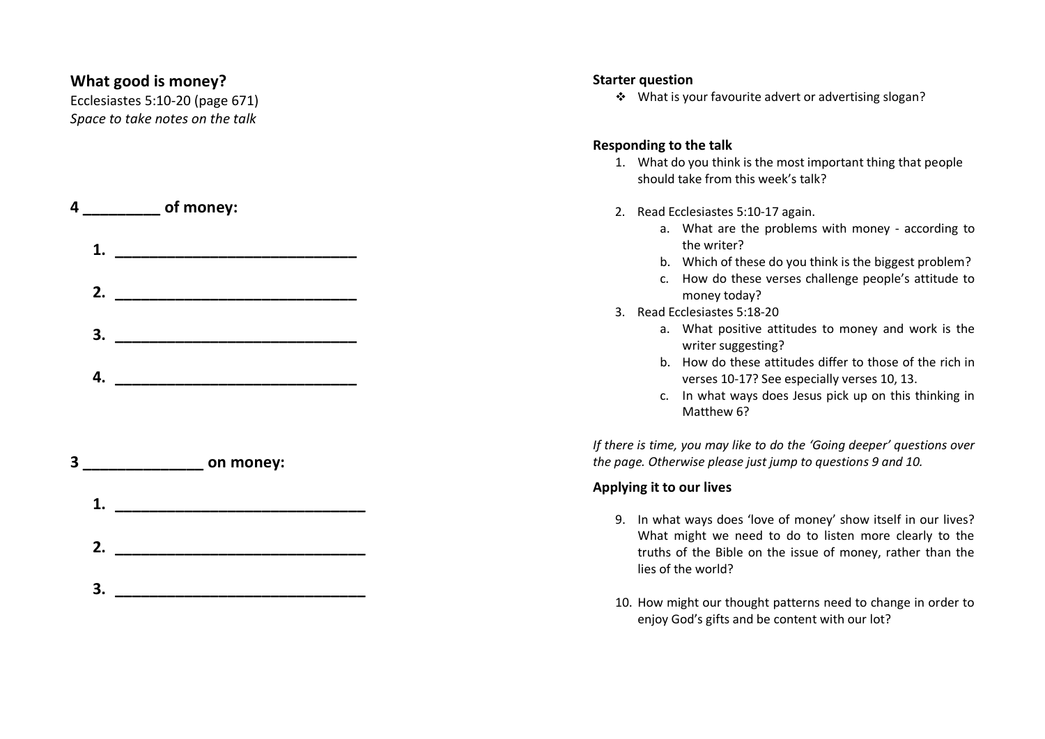**What good is money?**
Ecclesiastes 5:10-20 (page 671)
*Space to take notes on the talk*

**4 _________ of money:**

1. **_______________________________**
2. **_______________________________**
3. **_______________________________**
4. **_______________________________**

**3 ______________ on money:**

1. **________________________________**
2. **________________________________**
3. **________________________________**

**Starter question**

- What is your favourite advert or advertising slogan?

**Responding to the talk**

1. What do you think is the most important thing that people should take from this week's talk?

2. Read Ecclesiastes 5:10-17 again.
   a. What are the problems with money - according to the writer?
   b. Which of these do you think is the biggest problem?
   c. How do these verses challenge people's attitude to money today?
3. Read Ecclesiastes 5:18-20
   a. What positive attitudes to money and work is the writer suggesting?
   b. How do these attitudes differ to those of the rich in verses 10-17? See especially verses 10, 13.
   c. In what ways does Jesus pick up on this thinking in Matthew 6?

*If there is time, you may like to do the 'Going deeper' questions over the page. Otherwise please just jump to questions 9 and 10.*

**Applying it to our lives**

9. In what ways does 'love of money' show itself in our lives? What might we need to do to listen more clearly to the truths of the Bible on the issue of money, rather than the lies of the world?

10. How might our thought patterns need to change in order to enjoy God's gifts and be content with our lot?